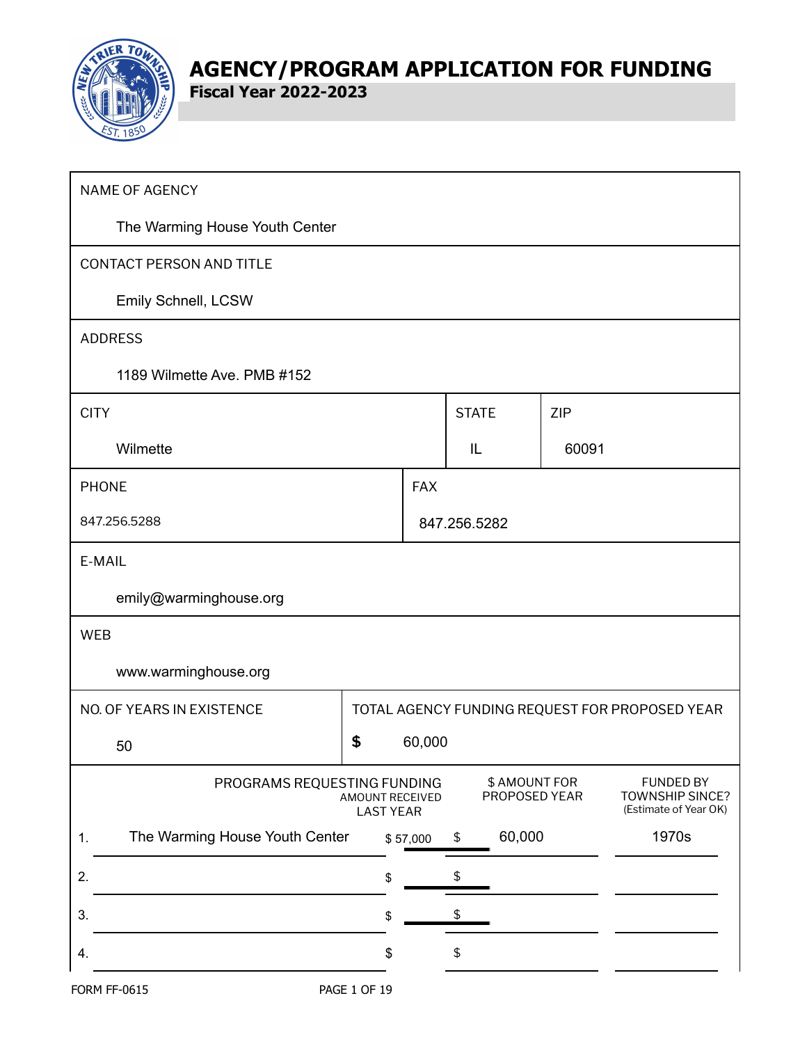# AGENCY/PROGRAM APPLICATION FOR FUNDING

**Fiscal Year 2022-2023**

| | | | | |
|---|---|---|---|---|
| NAME OF AGENCY<br>The Warming House Youth Center | | | | |
| CONTACT PERSON AND TITLE<br>Emily Schnell, LCSW | | | | |
| ADDRESS<br>1189 Wilmette Ave. PMB #152 | | | | |
| CITY<br>Wilmette | | STATE<br>IL | ZIP<br>60091 | |
| PHONE<br>847.256.5288 | FAX<br>847.256.5282 | | | |
| E-MAIL<br>emily@warminghouse.org | | | | |
| WEB<br>www.warminghouse.org | | | | |
| NO. OF YEARS IN EXISTENCE<br>50 | TOTAL AGENCY FUNDING REQUEST FOR PROPOSED YEAR<br>$ 60,000 | | | |

| PROGRAMS REQUESTING FUNDING | AMOUNT RECEIVED LAST YEAR | $ AMOUNT FOR PROPOSED YEAR | FUNDED BY TOWNSHIP SINCE? (Estimate of Year OK) |
|---|---|---|---|
| 1. The Warming House Youth Center | $ 57,000 | $ 60,000 | 1970s |
| 2. | $ | $ | |
| 3. | $ | $ | |
| 4. | $ | $ | |

FORM FF-0615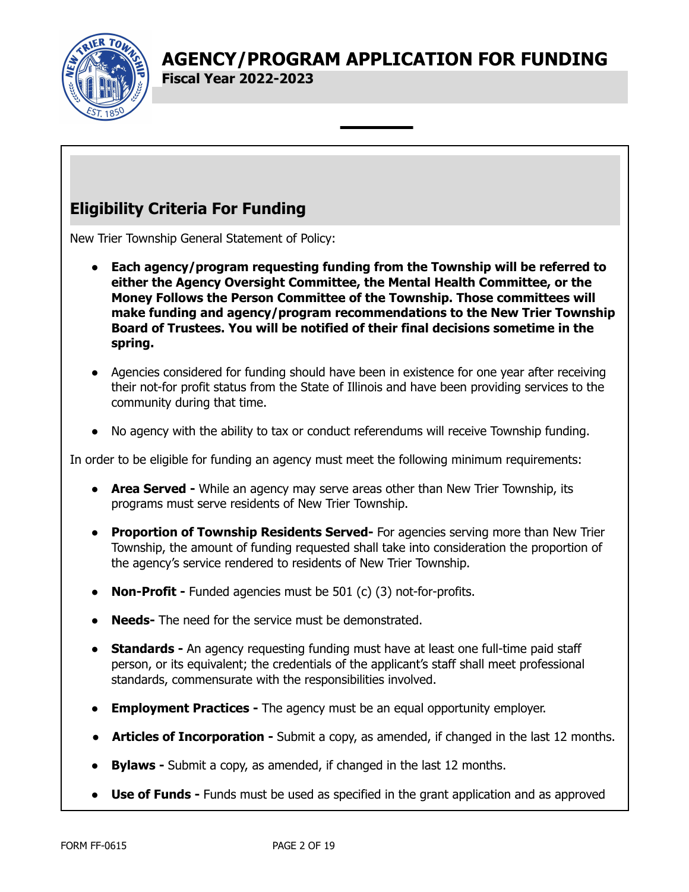## Eligibility Criteria For Funding

New Trier Township General Statement of Policy:

- **Each agency/program requesting funding from the Township will be referred to either the Agency Oversight Committee, the Mental Health Committee, or the Money Follows the Person Committee of the Township. Those committees will make funding and agency/program recommendations to the New Trier Township Board of Trustees. You will be notified of their final decisions sometime in the spring.**
- Agencies considered for funding should have been in existence for one year after receiving their not-for profit status from the State of Illinois and have been providing services to the community during that time.
- No agency with the ability to tax or conduct referendums will receive Township funding.

In order to be eligible for funding an agency must meet the following minimum requirements:

- **Area Served -** While an agency may serve areas other than New Trier Township, its programs must serve residents of New Trier Township.
- **Proportion of Township Residents Served-** For agencies serving more than New Trier Township, the amount of funding requested shall take into consideration the proportion of the agency's service rendered to residents of New Trier Township.
- **Non-Profit -** Funded agencies must be 501 (c) (3) not-for-profits.
- **Needs-** The need for the service must be demonstrated.
- **Standards -** An agency requesting funding must have at least one full-time paid staff person, or its equivalent; the credentials of the applicant's staff shall meet professional standards, commensurate with the responsibilities involved.
- **Employment Practices -** The agency must be an equal opportunity employer.
- **Articles of Incorporation -** Submit a copy, as amended, if changed in the last 12 months.
- **Bylaws -** Submit a copy, as amended, if changed in the last 12 months.
- **Use of Funds -** Funds must be used as specified in the grant application and as approved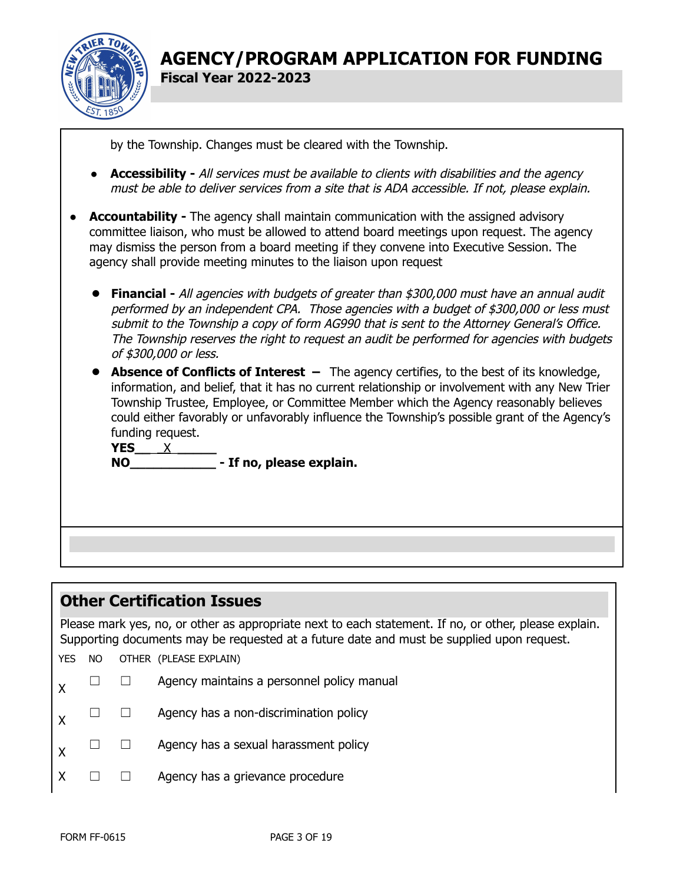by the Township. Changes must be cleared with the Township.

- **Accessibility -** *All services must be available to clients with disabilities and the agency must be able to deliver services from a site that is ADA accessible. If not, please explain.*

- **Accountability -** The agency shall maintain communication with the assigned advisory committee liaison, who must be allowed to attend board meetings upon request. The agency may dismiss the person from a board meeting if they convene into Executive Session. The agency shall provide meeting minutes to the liaison upon request

- **Financial -** *All agencies with budgets of greater than $300,000 must have an annual audit performed by an independent CPA. Those agencies with a budget of $300,000 or less must submit to the Township a copy of form AG990 that is sent to the Attorney General's Office. The Township reserves the right to request an audit be performed for agencies with budgets of $300,000 or less.*

- **Absence of Conflicts of Interest –** The agency certifies, to the best of its knowledge, information, and belief, that it has no current relationship or involvement with any New Trier Township Trustee, Employee, or Committee Member which the Agency reasonably believes could either favorably or unfavorably influence the Township's possible grant of the Agency's funding request.

  **YES**\_\_ X \_\_\_\_\_\_

  **NO**\_\_\_\_\_\_\_\_\_\_\_\_ **- If no, please explain.**

## Other Certification Issues

Please mark yes, no, or other as appropriate next to each statement. If no, or other, please explain. Supporting documents may be requested at a future date and must be supplied upon request.

| YES | NO | OTHER | (PLEASE EXPLAIN) |
|---|---|---|---|
| X | ☐ | ☐ | Agency maintains a personnel policy manual |
| X | ☐ | ☐ | Agency has a non-discrimination policy |
| X | ☐ | ☐ | Agency has a sexual harassment policy |
| X | ☐ | ☐ | Agency has a grievance procedure |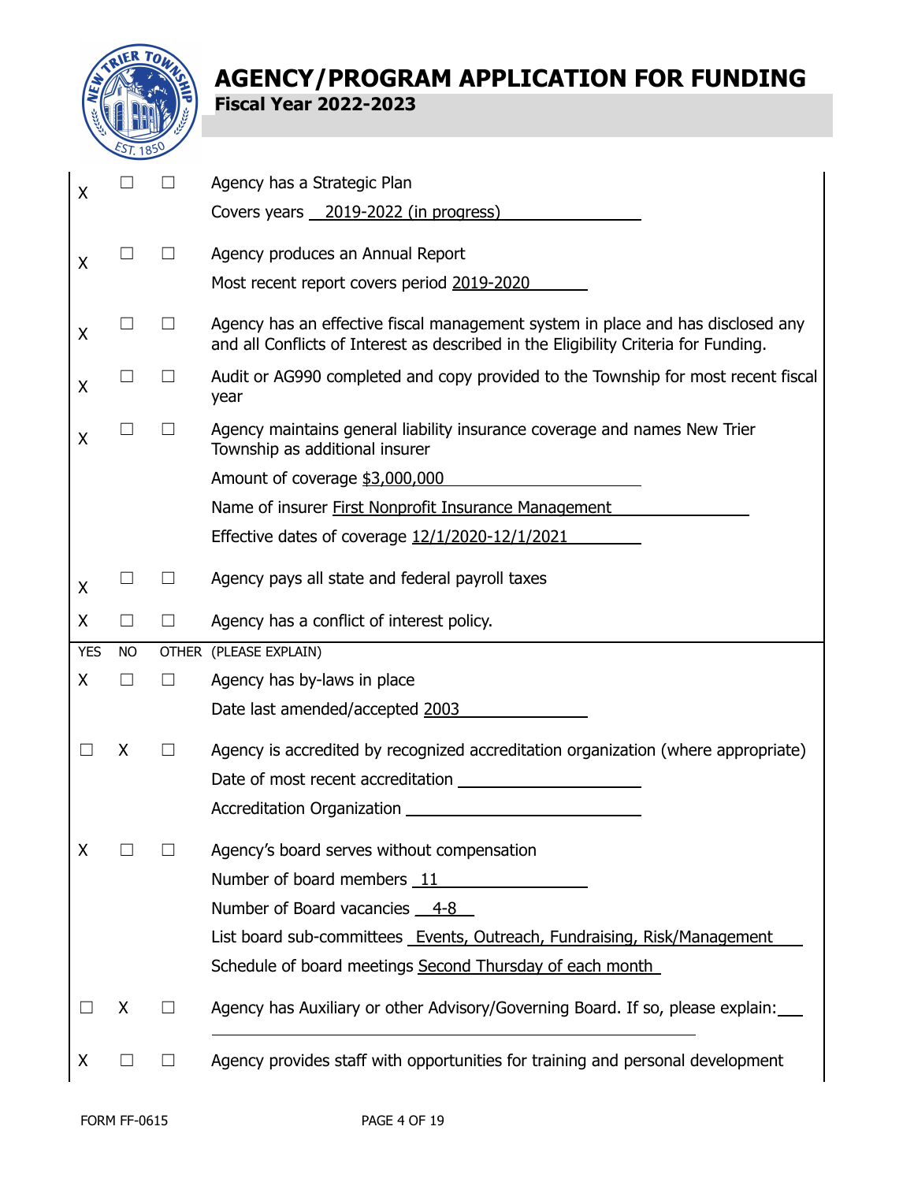# AGENCY/PROGRAM APPLICATION FOR FUNDING

**Fiscal Year 2022-2023**

| YES | NO | OTHER | (PLEASE EXPLAIN) |
|---|---|---|---|
| X | ☐ | ☐ | Agency has a Strategic Plan<br>Covers years 2019-2022 (in progress) |
| X | ☐ | ☐ | Agency produces an Annual Report<br>Most recent report covers period 2019-2020 |
| X | ☐ | ☐ | Agency has an effective fiscal management system in place and has disclosed any and all Conflicts of Interest as described in the Eligibility Criteria for Funding. |
| X | ☐ | ☐ | Audit or AG990 completed and copy provided to the Township for most recent fiscal year |
| X | ☐ | ☐ | Agency maintains general liability insurance coverage and names New Trier Township as additional insurer<br>Amount of coverage $3,000,000<br>Name of insurer First Nonprofit Insurance Management<br>Effective dates of coverage 12/1/2020-12/1/2021 |
| X | ☐ | ☐ | Agency pays all state and federal payroll taxes |
| X | ☐ | ☐ | Agency has a conflict of interest policy. |
| X | ☐ | ☐ | Agency has by-laws in place<br>Date last amended/accepted 2003 |
| ☐ | X | ☐ | Agency is accredited by recognized accreditation organization (where appropriate)<br>Date of most recent accreditation ______<br>Accreditation Organization ______ |
| X | ☐ | ☐ | Agency's board serves without compensation<br>Number of board members 11<br>Number of Board vacancies 4-8<br>List board sub-committees Events, Outreach, Fundraising, Risk/Management<br>Schedule of board meetings Second Thursday of each month |
| ☐ | X | ☐ | Agency has Auxiliary or other Advisory/Governing Board. If so, please explain: ______ |
| X | ☐ | ☐ | Agency provides staff with opportunities for training and personal development |

FORM FF-0615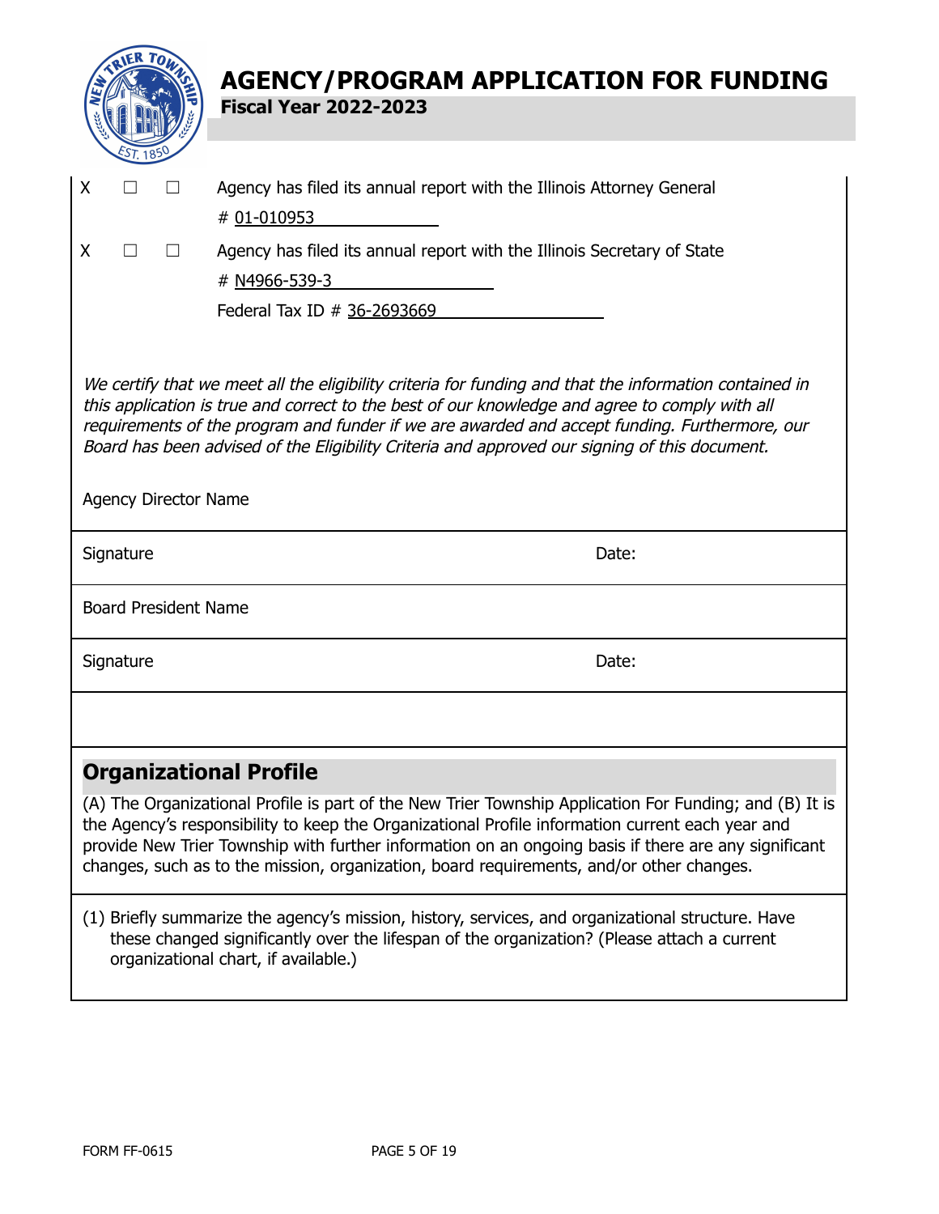# AGENCY/PROGRAM APPLICATION FOR FUNDING

**Fiscal Year 2022-2023**

X ☐ ☐ Agency has filed its annual report with the Illinois Attorney General

# 01-010953

X ☐ ☐ Agency has filed its annual report with the Illinois Secretary of State

# N4966-539-3

Federal Tax ID # 36-2693669

*We certify that we meet all the eligibility criteria for funding and that the information contained in this application is true and correct to the best of our knowledge and agree to comply with all requirements of the program and funder if we are awarded and accept funding. Furthermore, our Board has been advised of the Eligibility Criteria and approved our signing of this document.*

| Agency Director Name | |
|---|---|
| Signature | Date: |
| Board President Name | |
| Signature | Date: |

## Organizational Profile

(A) The Organizational Profile is part of the New Trier Township Application For Funding; and (B) It is the Agency's responsibility to keep the Organizational Profile information current each year and provide New Trier Township with further information on an ongoing basis if there are any significant changes, such as to the mission, organization, board requirements, and/or other changes.

(1) Briefly summarize the agency's mission, history, services, and organizational structure. Have these changed significantly over the lifespan of the organization? (Please attach a current organizational chart, if available.)

FORM FF-0615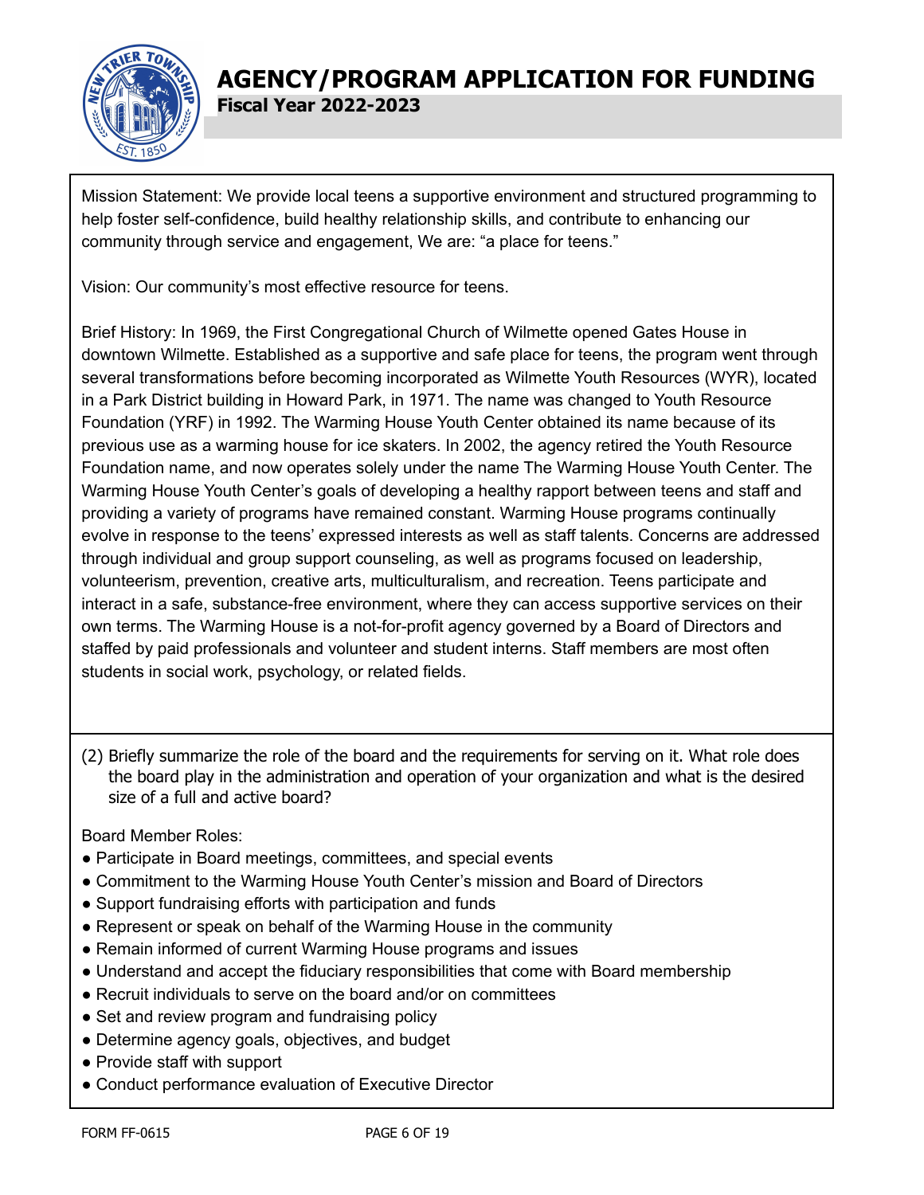# AGENCY/PROGRAM APPLICATION FOR FUNDING

**Fiscal Year 2022-2023**

Mission Statement: We provide local teens a supportive environment and structured programming to help foster self-confidence, build healthy relationship skills, and contribute to enhancing our community through service and engagement, We are: "a place for teens."

Vision: Our community's most effective resource for teens.

Brief History: In 1969, the First Congregational Church of Wilmette opened Gates House in downtown Wilmette. Established as a supportive and safe place for teens, the program went through several transformations before becoming incorporated as Wilmette Youth Resources (WYR), located in a Park District building in Howard Park, in 1971. The name was changed to Youth Resource Foundation (YRF) in 1992. The Warming House Youth Center obtained its name because of its previous use as a warming house for ice skaters. In 2002, the agency retired the Youth Resource Foundation name, and now operates solely under the name The Warming House Youth Center. The Warming House Youth Center's goals of developing a healthy rapport between teens and staff and providing a variety of programs have remained constant. Warming House programs continually evolve in response to the teens' expressed interests as well as staff talents. Concerns are addressed through individual and group support counseling, as well as programs focused on leadership, volunteerism, prevention, creative arts, multiculturalism, and recreation. Teens participate and interact in a safe, substance-free environment, where they can access supportive services on their own terms. The Warming House is a not-for-profit agency governed by a Board of Directors and staffed by paid professionals and volunteer and student interns. Staff members are most often students in social work, psychology, or related fields.

(2) Briefly summarize the role of the board and the requirements for serving on it. What role does the board play in the administration and operation of your organization and what is the desired size of a full and active board?

Board Member Roles:

- Participate in Board meetings, committees, and special events
- Commitment to the Warming House Youth Center's mission and Board of Directors
- Support fundraising efforts with participation and funds
- Represent or speak on behalf of the Warming House in the community
- Remain informed of current Warming House programs and issues
- Understand and accept the fiduciary responsibilities that come with Board membership
- Recruit individuals to serve on the board and/or on committees
- Set and review program and fundraising policy
- Determine agency goals, objectives, and budget
- Provide staff with support
- Conduct performance evaluation of Executive Director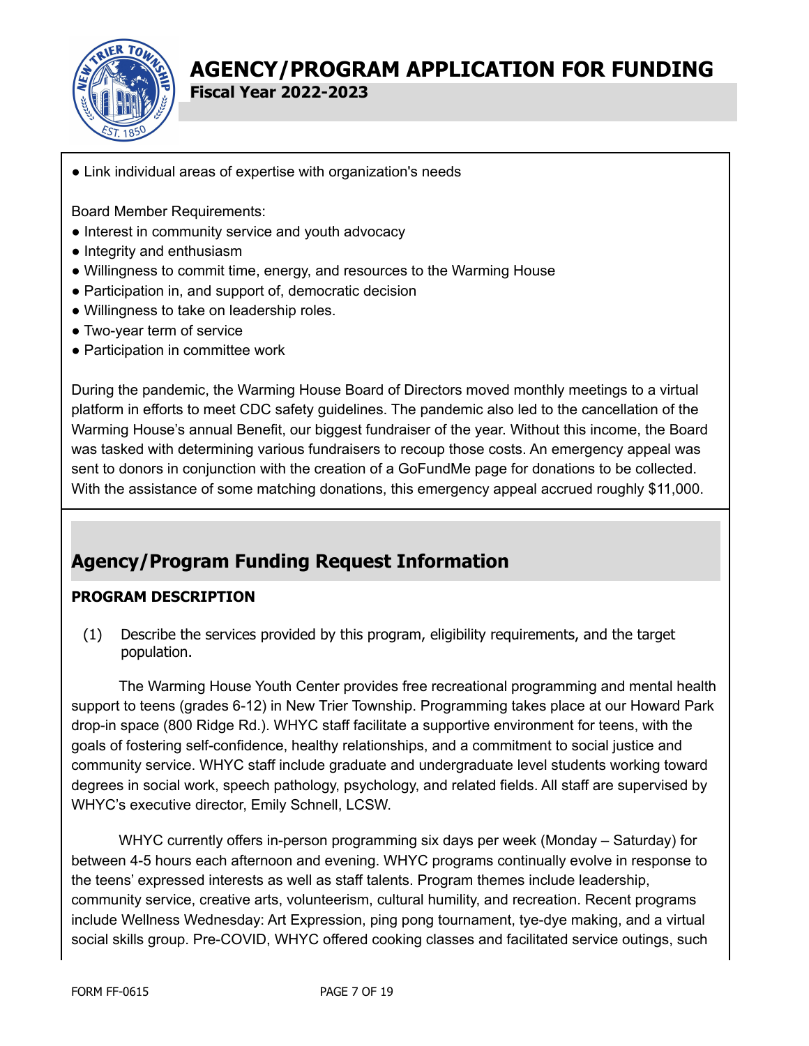- Link individual areas of expertise with organization's needs

Board Member Requirements:

- Interest in community service and youth advocacy
- Integrity and enthusiasm
- Willingness to commit time, energy, and resources to the Warming House
- Participation in, and support of, democratic decision
- Willingness to take on leadership roles.
- Two-year term of service
- Participation in committee work

During the pandemic, the Warming House Board of Directors moved monthly meetings to a virtual platform in efforts to meet CDC safety guidelines. The pandemic also led to the cancellation of the Warming House's annual Benefit, our biggest fundraiser of the year. Without this income, the Board was tasked with determining various fundraisers to recoup those costs. An emergency appeal was sent to donors in conjunction with the creation of a GoFundMe page for donations to be collected. With the assistance of some matching donations, this emergency appeal accrued roughly $11,000.

## Agency/Program Funding Request Information

**PROGRAM DESCRIPTION**

(1) Describe the services provided by this program, eligibility requirements, and the target population.

The Warming House Youth Center provides free recreational programming and mental health support to teens (grades 6-12) in New Trier Township. Programming takes place at our Howard Park drop-in space (800 Ridge Rd.). WHYC staff facilitate a supportive environment for teens, with the goals of fostering self-confidence, healthy relationships, and a commitment to social justice and community service. WHYC staff include graduate and undergraduate level students working toward degrees in social work, speech pathology, psychology, and related fields. All staff are supervised by WHYC's executive director, Emily Schnell, LCSW.

WHYC currently offers in-person programming six days per week (Monday – Saturday) for between 4-5 hours each afternoon and evening. WHYC programs continually evolve in response to the teens' expressed interests as well as staff talents. Program themes include leadership, community service, creative arts, volunteerism, cultural humility, and recreation. Recent programs include Wellness Wednesday: Art Expression, ping pong tournament, tye-dye making, and a virtual social skills group. Pre-COVID, WHYC offered cooking classes and facilitated service outings, such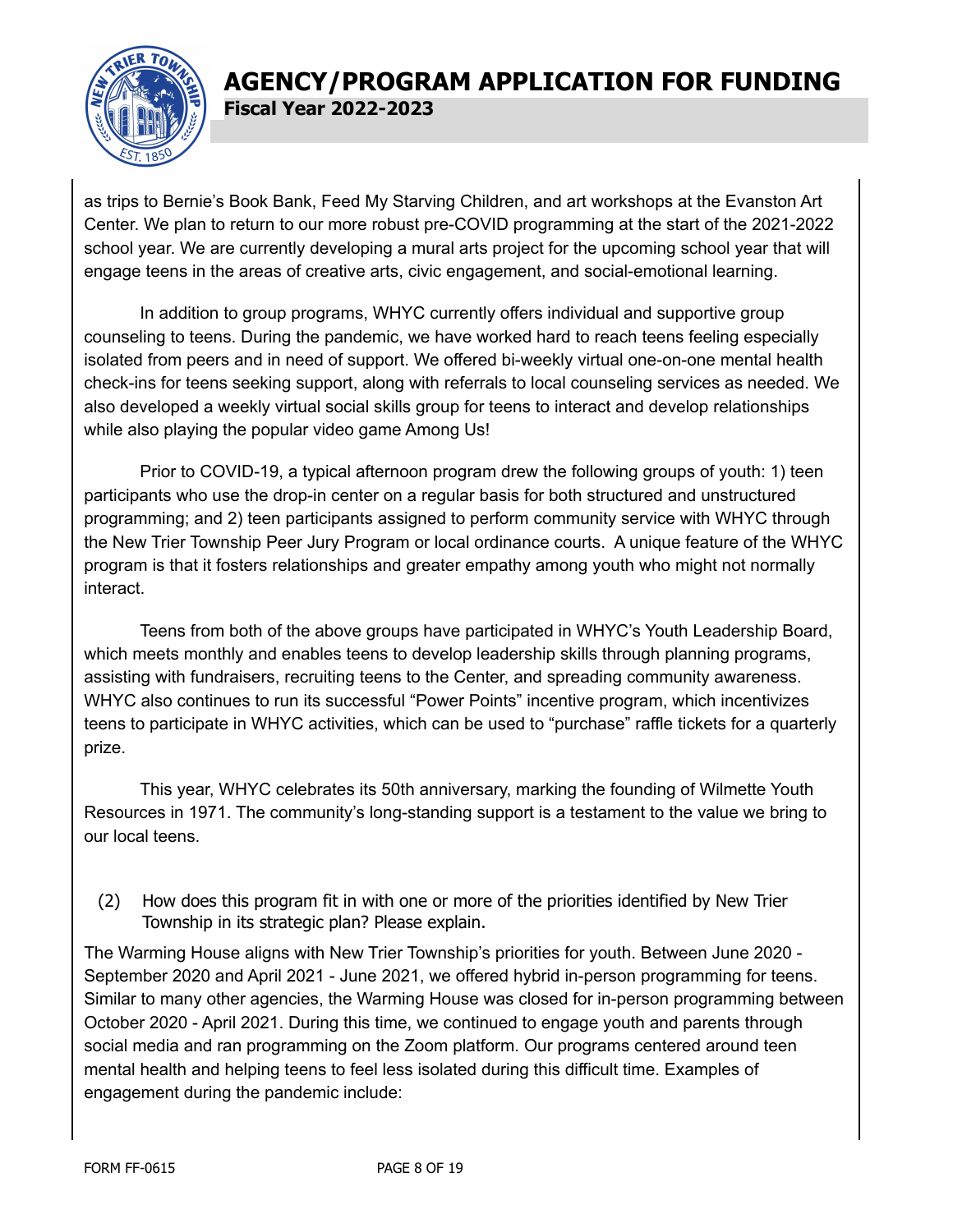as trips to Bernie's Book Bank, Feed My Starving Children, and art workshops at the Evanston Art Center. We plan to return to our more robust pre-COVID programming at the start of the 2021-2022 school year. We are currently developing a mural arts project for the upcoming school year that will engage teens in the areas of creative arts, civic engagement, and social-emotional learning.

In addition to group programs, WHYC currently offers individual and supportive group counseling to teens. During the pandemic, we have worked hard to reach teens feeling especially isolated from peers and in need of support. We offered bi-weekly virtual one-on-one mental health check-ins for teens seeking support, along with referrals to local counseling services as needed. We also developed a weekly virtual social skills group for teens to interact and develop relationships while also playing the popular video game Among Us!

Prior to COVID-19, a typical afternoon program drew the following groups of youth: 1) teen participants who use the drop-in center on a regular basis for both structured and unstructured programming; and 2) teen participants assigned to perform community service with WHYC through the New Trier Township Peer Jury Program or local ordinance courts. A unique feature of the WHYC program is that it fosters relationships and greater empathy among youth who might not normally interact.

Teens from both of the above groups have participated in WHYC's Youth Leadership Board, which meets monthly and enables teens to develop leadership skills through planning programs, assisting with fundraisers, recruiting teens to the Center, and spreading community awareness. WHYC also continues to run its successful "Power Points" incentive program, which incentivizes teens to participate in WHYC activities, which can be used to "purchase" raffle tickets for a quarterly prize.

This year, WHYC celebrates its 50th anniversary, marking the founding of Wilmette Youth Resources in 1971. The community's long-standing support is a testament to the value we bring to our local teens.

(2) How does this program fit in with one or more of the priorities identified by New Trier Township in its strategic plan? Please explain.

The Warming House aligns with New Trier Township's priorities for youth. Between June 2020 - September 2020 and April 2021 - June 2021, we offered hybrid in-person programming for teens. Similar to many other agencies, the Warming House was closed for in-person programming between October 2020 - April 2021. During this time, we continued to engage youth and parents through social media and ran programming on the Zoom platform. Our programs centered around teen mental health and helping teens to feel less isolated during this difficult time. Examples of engagement during the pandemic include: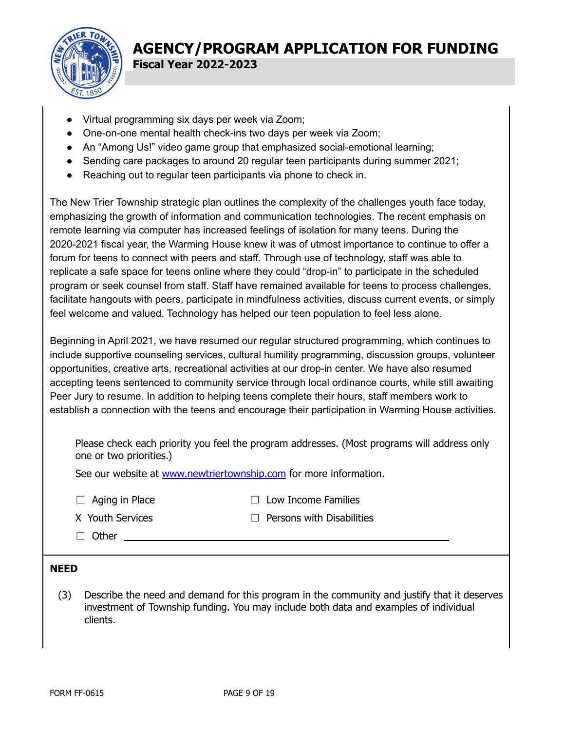- Virtual programming six days per week via Zoom;
- One-on-one mental health check-ins two days per week via Zoom;
- An "Among Us!" video game group that emphasized social-emotional learning;
- Sending care packages to around 20 regular teen participants during summer 2021;
- Reaching out to regular teen participants via phone to check in.

The New Trier Township strategic plan outlines the complexity of the challenges youth face today, emphasizing the growth of information and communication technologies. The recent emphasis on remote learning via computer has increased feelings of isolation for many teens. During the 2020-2021 fiscal year, the Warming House knew it was of utmost importance to continue to offer a forum for teens to connect with peers and staff. Through use of technology, staff was able to replicate a safe space for teens online where they could "drop-in" to participate in the scheduled program or seek counsel from staff. Staff have remained available for teens to process challenges, facilitate hangouts with peers, participate in mindfulness activities, discuss current events, or simply feel welcome and valued. Technology has helped our teen population to feel less alone.

Beginning in April 2021, we have resumed our regular structured programming, which continues to include supportive counseling services, cultural humility programming, discussion groups, volunteer opportunities, creative arts, recreational activities at our drop-in center. We have also resumed accepting teens sentenced to community service through local ordinance courts, while still awaiting Peer Jury to resume. In addition to helping teens complete their hours, staff members work to establish a connection with the teens and encourage their participation in Warming House activities.

Please check each priority you feel the program addresses. (Most programs will address only one or two priorities.)

See our website at [www.newtriertownship.com](http://www.newtriertownship.com) for more information.

☐ Aging in Place ☐ Low Income Families

X Youth Services ☐ Persons with Disabilities

☐ Other \_\_\_\_\_\_\_\_\_\_\_\_\_\_\_\_\_\_\_\_\_\_\_\_\_\_\_\_\_\_\_\_\_\_\_\_\_\_\_\_\_\_\_\_

## NEED

(3) Describe the need and demand for this program in the community and justify that it deserves investment of Township funding. You may include both data and examples of individual clients.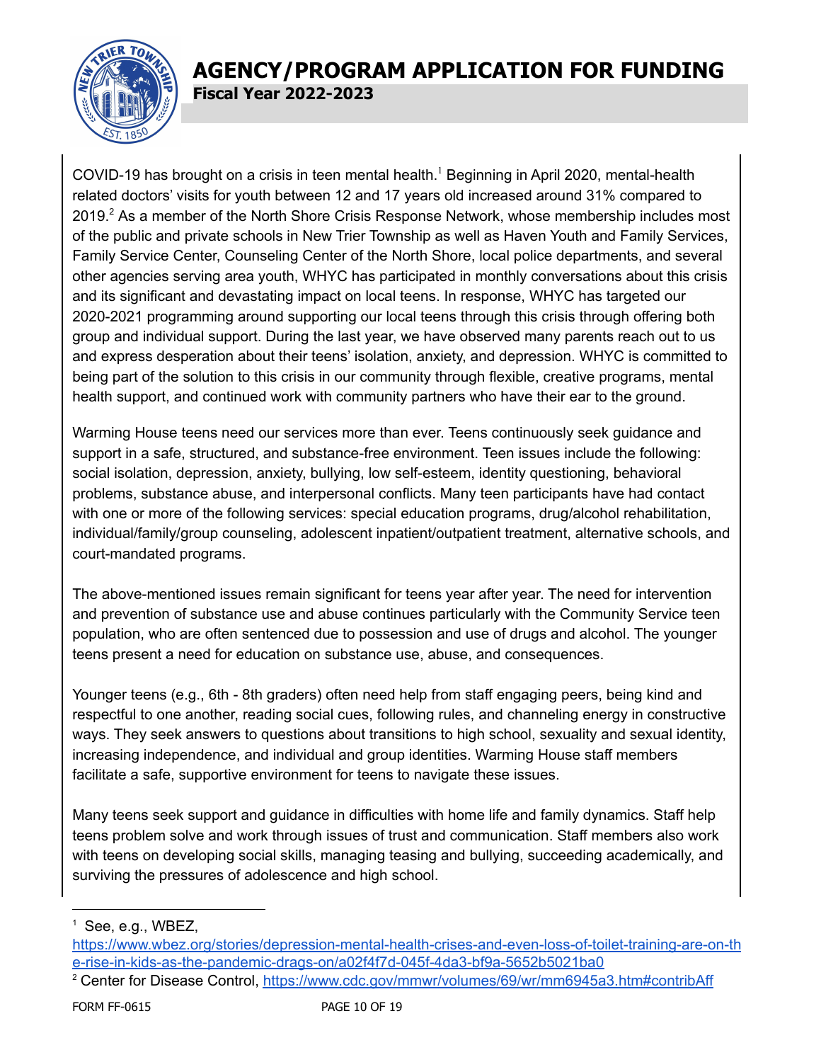# AGENCY/PROGRAM APPLICATION FOR FUNDING

**Fiscal Year 2022-2023**

COVID-19 has brought on a crisis in teen mental health.[1] Beginning in April 2020, mental-health related doctors' visits for youth between 12 and 17 years old increased around 31% compared to 2019.[2] As a member of the North Shore Crisis Response Network, whose membership includes most of the public and private schools in New Trier Township as well as Haven Youth and Family Services, Family Service Center, Counseling Center of the North Shore, local police departments, and several other agencies serving area youth, WHYC has participated in monthly conversations about this crisis and its significant and devastating impact on local teens. In response, WHYC has targeted our 2020-2021 programming around supporting our local teens through this crisis through offering both group and individual support. During the last year, we have observed many parents reach out to us and express desperation about their teens' isolation, anxiety, and depression. WHYC is committed to being part of the solution to this crisis in our community through flexible, creative programs, mental health support, and continued work with community partners who have their ear to the ground.

Warming House teens need our services more than ever. Teens continuously seek guidance and support in a safe, structured, and substance-free environment. Teen issues include the following: social isolation, depression, anxiety, bullying, low self-esteem, identity questioning, behavioral problems, substance abuse, and interpersonal conflicts. Many teen participants have had contact with one or more of the following services: special education programs, drug/alcohol rehabilitation, individual/family/group counseling, adolescent inpatient/outpatient treatment, alternative schools, and court-mandated programs.

The above-mentioned issues remain significant for teens year after year. The need for intervention and prevention of substance use and abuse continues particularly with the Community Service teen population, who are often sentenced due to possession and use of drugs and alcohol. The younger teens present a need for education on substance use, abuse, and consequences.

Younger teens (e.g., 6th - 8th graders) often need help from staff engaging peers, being kind and respectful to one another, reading social cues, following rules, and channeling energy in constructive ways. They seek answers to questions about transitions to high school, sexuality and sexual identity, increasing independence, and individual and group identities. Warming House staff members facilitate a safe, supportive environment for teens to navigate these issues.

Many teens seek support and guidance in difficulties with home life and family dynamics. Staff help teens problem solve and work through issues of trust and communication. Staff members also work with teens on developing social skills, managing teasing and bullying, succeeding academically, and surviving the pressures of adolescence and high school.

---

[1] See, e.g., WBEZ, https://www.wbez.org/stories/depression-mental-health-crises-and-even-loss-of-toilet-training-are-on-the-rise-in-kids-as-the-pandemic-drags-on/a02f4f7d-045f-4da3-bf9a-5652b5021ba0

[2] Center for Disease Control, https://www.cdc.gov/mmwr/volumes/69/wr/mm6945a3.htm#contribAff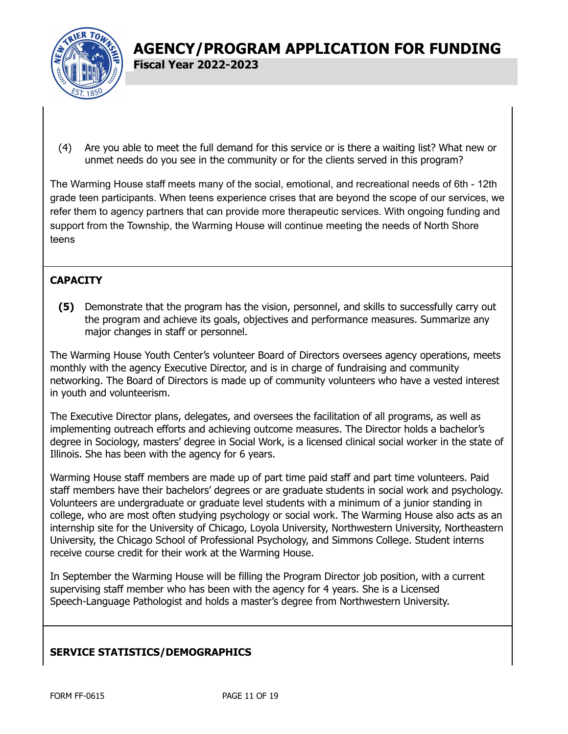# AGENCY/PROGRAM APPLICATION FOR FUNDING

**Fiscal Year 2022-2023**

(4) Are you able to meet the full demand for this service or is there a waiting list? What new or unmet needs do you see in the community or for the clients served in this program?

The Warming House staff meets many of the social, emotional, and recreational needs of 6th - 12th grade teen participants. When teens experience crises that are beyond the scope of our services, we refer them to agency partners that can provide more therapeutic services. With ongoing funding and support from the Township, the Warming House will continue meeting the needs of North Shore teens

## CAPACITY

**(5)** Demonstrate that the program has the vision, personnel, and skills to successfully carry out the program and achieve its goals, objectives and performance measures. Summarize any major changes in staff or personnel.

The Warming House Youth Center's volunteer Board of Directors oversees agency operations, meets monthly with the agency Executive Director, and is in charge of fundraising and community networking. The Board of Directors is made up of community volunteers who have a vested interest in youth and volunteerism.

The Executive Director plans, delegates, and oversees the facilitation of all programs, as well as implementing outreach efforts and achieving outcome measures. The Director holds a bachelor's degree in Sociology, masters' degree in Social Work, is a licensed clinical social worker in the state of Illinois. She has been with the agency for 6 years.

Warming House staff members are made up of part time paid staff and part time volunteers. Paid staff members have their bachelors' degrees or are graduate students in social work and psychology. Volunteers are undergraduate or graduate level students with a minimum of a junior standing in college, who are most often studying psychology or social work. The Warming House also acts as an internship site for the University of Chicago, Loyola University, Northwestern University, Northeastern University, the Chicago School of Professional Psychology, and Simmons College. Student interns receive course credit for their work at the Warming House.

In September the Warming House will be filling the Program Director job position, with a current supervising staff member who has been with the agency for 4 years. She is a Licensed Speech-Language Pathologist and holds a master's degree from Northwestern University.

## SERVICE STATISTICS/DEMOGRAPHICS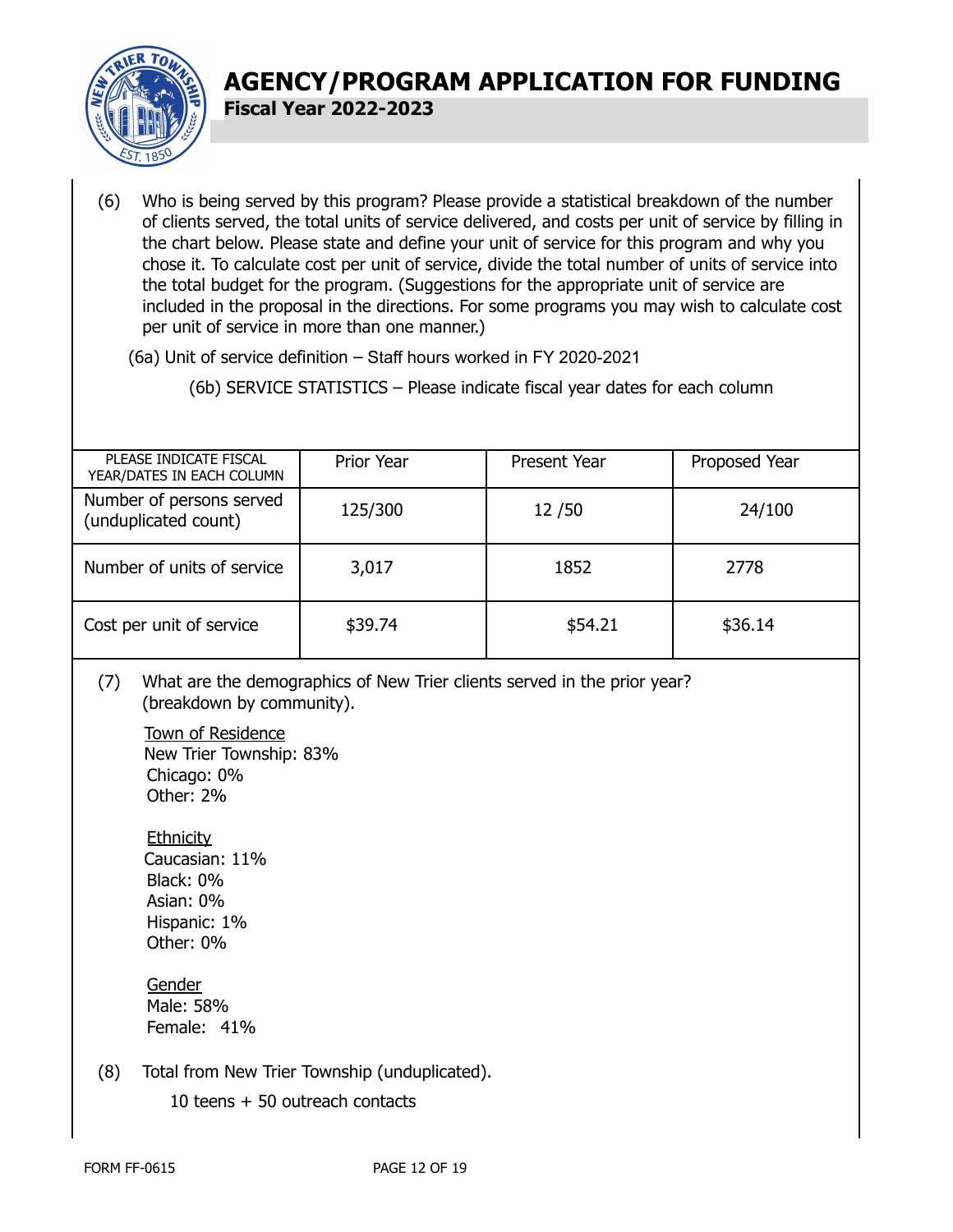# AGENCY/PROGRAM APPLICATION FOR FUNDING

**Fiscal Year 2022-2023**

(6) Who is being served by this program? Please provide a statistical breakdown of the number of clients served, the total units of service delivered, and costs per unit of service by filling in the chart below. Please state and define your unit of service for this program and why you chose it. To calculate cost per unit of service, divide the total number of units of service into the total budget for the program. (Suggestions for the appropriate unit of service are included in the proposal in the directions. For some programs you may wish to calculate cost per unit of service in more than one manner.)

(6a) Unit of service definition – Staff hours worked in FY 2020-2021

(6b) SERVICE STATISTICS – Please indicate fiscal year dates for each column

| PLEASE INDICATE FISCAL YEAR/DATES IN EACH COLUMN | Prior Year | Present Year | Proposed Year |
|---|---|---|---|
| Number of persons served (unduplicated count) | 125/300 | 12 /50 | 24/100 |
| Number of units of service | 3,017 | 1852 | 2778 |
| Cost per unit of service | $39.74 | $54.21 | $36.14 |

(7) What are the demographics of New Trier clients served in the prior year? (breakdown by community).

Town of Residence
New Trier Township: 83%
Chicago: 0%
Other: 2%

Ethnicity
Caucasian: 11%
Black: 0%
Asian: 0%
Hispanic: 1%
Other: 0%

Gender
Male: 58%
Female: 41%

(8) Total from New Trier Township (unduplicated).

10 teens + 50 outreach contacts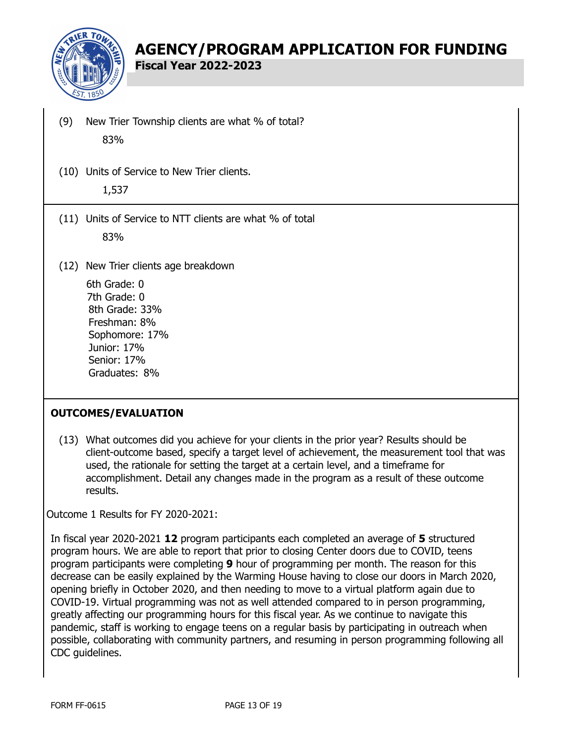(9) New Trier Township clients are what % of total?

83%

(10) Units of Service to New Trier clients.

1,537

(11) Units of Service to NTT clients are what % of total

83%

(12) New Trier clients age breakdown

6th Grade: 0
7th Grade: 0
8th Grade: 33%
Freshman: 8%
Sophomore: 17%
Junior: 17%
Senior: 17%
Graduates: 8%

## OUTCOMES/EVALUATION

(13) What outcomes did you achieve for your clients in the prior year? Results should be client-outcome based, specify a target level of achievement, the measurement tool that was used, the rationale for setting the target at a certain level, and a timeframe for accomplishment. Detail any changes made in the program as a result of these outcome results.

Outcome 1 Results for FY 2020-2021:

In fiscal year 2020-2021 **12** program participants each completed an average of **5** structured program hours. We are able to report that prior to closing Center doors due to COVID, teens program participants were completing **9** hour of programming per month. The reason for this decrease can be easily explained by the Warming House having to close our doors in March 2020, opening briefly in October 2020, and then needing to move to a virtual platform again due to COVID-19. Virtual programming was not as well attended compared to in person programming, greatly affecting our programming hours for this fiscal year. As we continue to navigate this pandemic, staff is working to engage teens on a regular basis by participating in outreach when possible, collaborating with community partners, and resuming in person programming following all CDC guidelines.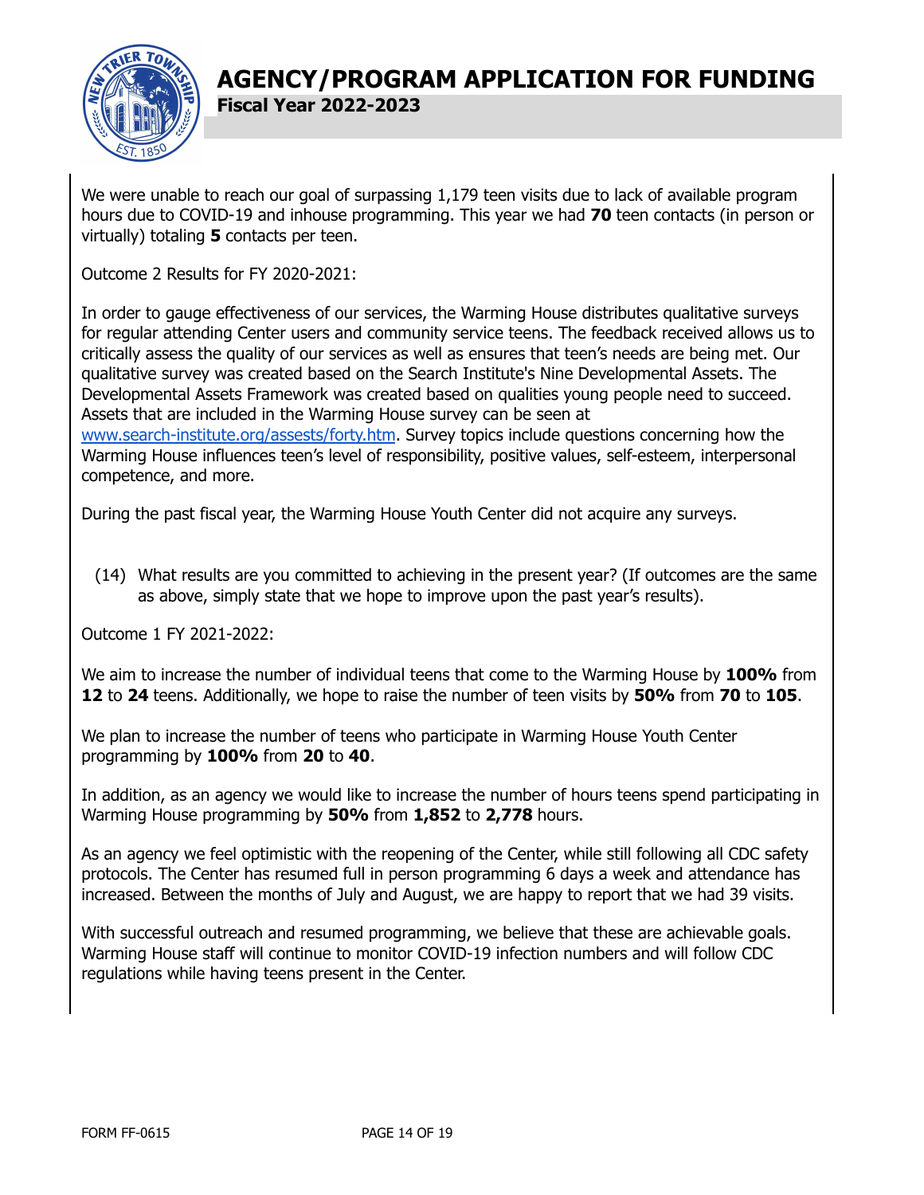We were unable to reach our goal of surpassing 1,179 teen visits due to lack of available program hours due to COVID-19 and inhouse programming. This year we had **70** teen contacts (in person or virtually) totaling **5** contacts per teen.

Outcome 2 Results for FY 2020-2021:

In order to gauge effectiveness of our services, the Warming House distributes qualitative surveys for regular attending Center users and community service teens. The feedback received allows us to critically assess the quality of our services as well as ensures that teen's needs are being met. Our qualitative survey was created based on the Search Institute's Nine Developmental Assets. The Developmental Assets Framework was created based on qualities young people need to succeed. Assets that are included in the Warming House survey can be seen at [www.search-institute.org/assests/forty.htm](www.search-institute.org/assests/forty.htm). Survey topics include questions concerning how the Warming House influences teen's level of responsibility, positive values, self-esteem, interpersonal competence, and more.

During the past fiscal year, the Warming House Youth Center did not acquire any surveys.

(14) What results are you committed to achieving in the present year? (If outcomes are the same as above, simply state that we hope to improve upon the past year's results).

Outcome 1 FY 2021-2022:

We aim to increase the number of individual teens that come to the Warming House by **100%** from **12** to **24** teens. Additionally, we hope to raise the number of teen visits by **50%** from **70** to **105**.

We plan to increase the number of teens who participate in Warming House Youth Center programming by **100%** from **20** to **40**.

In addition, as an agency we would like to increase the number of hours teens spend participating in Warming House programming by **50%** from **1,852** to **2,778** hours.

As an agency we feel optimistic with the reopening of the Center, while still following all CDC safety protocols. The Center has resumed full in person programming 6 days a week and attendance has increased. Between the months of July and August, we are happy to report that we had 39 visits.

With successful outreach and resumed programming, we believe that these are achievable goals. Warming House staff will continue to monitor COVID-19 infection numbers and will follow CDC regulations while having teens present in the Center.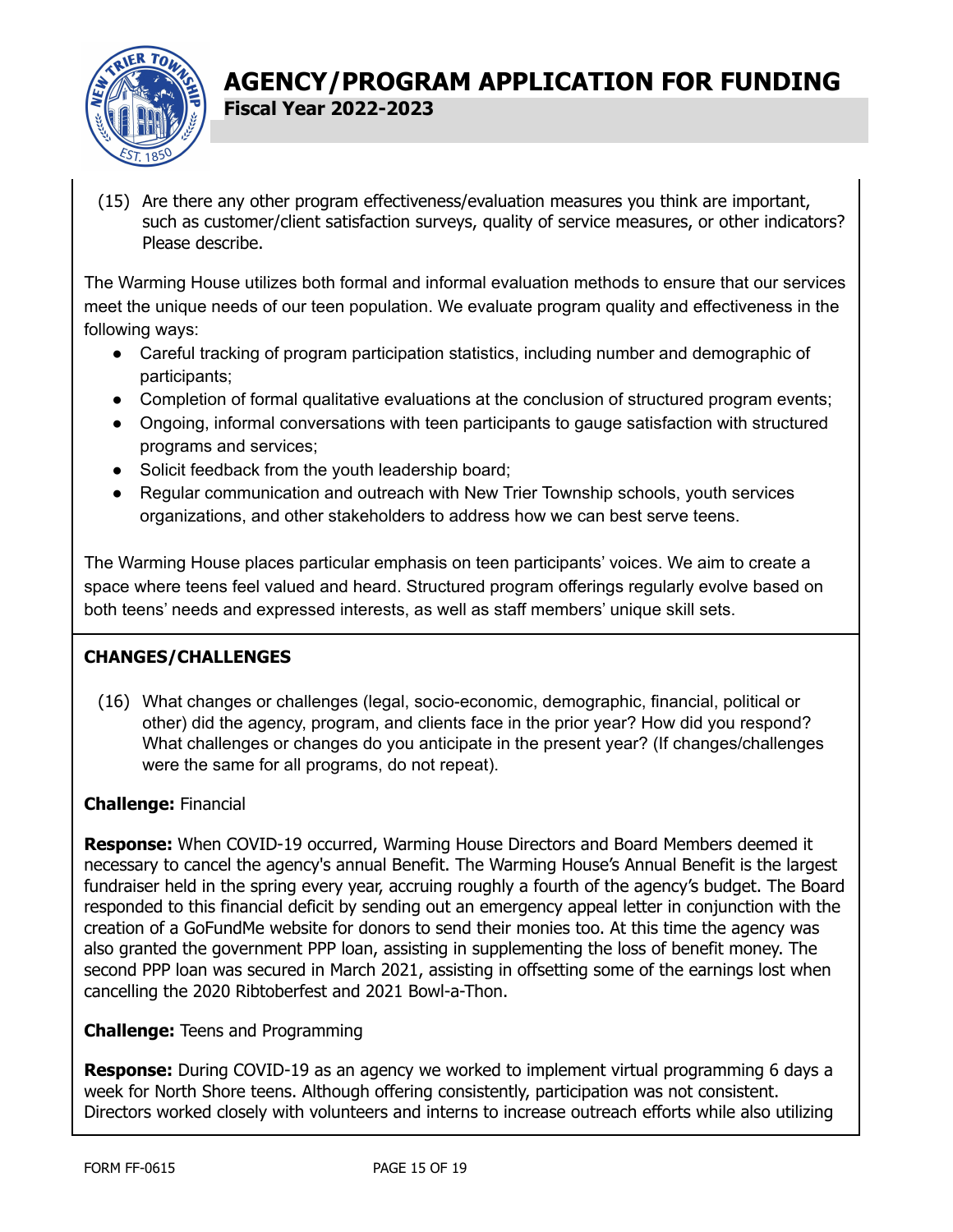(15) Are there any other program effectiveness/evaluation measures you think are important, such as customer/client satisfaction surveys, quality of service measures, or other indicators? Please describe.

The Warming House utilizes both formal and informal evaluation methods to ensure that our services meet the unique needs of our teen population. We evaluate program quality and effectiveness in the following ways:

- Careful tracking of program participation statistics, including number and demographic of participants;
- Completion of formal qualitative evaluations at the conclusion of structured program events;
- Ongoing, informal conversations with teen participants to gauge satisfaction with structured programs and services;
- Solicit feedback from the youth leadership board;
- Regular communication and outreach with New Trier Township schools, youth services organizations, and other stakeholders to address how we can best serve teens.

The Warming House places particular emphasis on teen participants' voices. We aim to create a space where teens feel valued and heard. Structured program offerings regularly evolve based on both teens' needs and expressed interests, as well as staff members' unique skill sets.

## CHANGES/CHALLENGES

(16) What changes or challenges (legal, socio-economic, demographic, financial, political or other) did the agency, program, and clients face in the prior year? How did you respond? What challenges or changes do you anticipate in the present year? (If changes/challenges were the same for all programs, do not repeat).

**Challenge:** Financial

**Response:** When COVID-19 occurred, Warming House Directors and Board Members deemed it necessary to cancel the agency's annual Benefit. The Warming House's Annual Benefit is the largest fundraiser held in the spring every year, accruing roughly a fourth of the agency's budget. The Board responded to this financial deficit by sending out an emergency appeal letter in conjunction with the creation of a GoFundMe website for donors to send their monies too. At this time the agency was also granted the government PPP loan, assisting in supplementing the loss of benefit money. The second PPP loan was secured in March 2021, assisting in offsetting some of the earnings lost when cancelling the 2020 Ribtoberfest and 2021 Bowl-a-Thon.

**Challenge:** Teens and Programming

**Response:** During COVID-19 as an agency we worked to implement virtual programming 6 days a week for North Shore teens. Although offering consistently, participation was not consistent. Directors worked closely with volunteers and interns to increase outreach efforts while also utilizing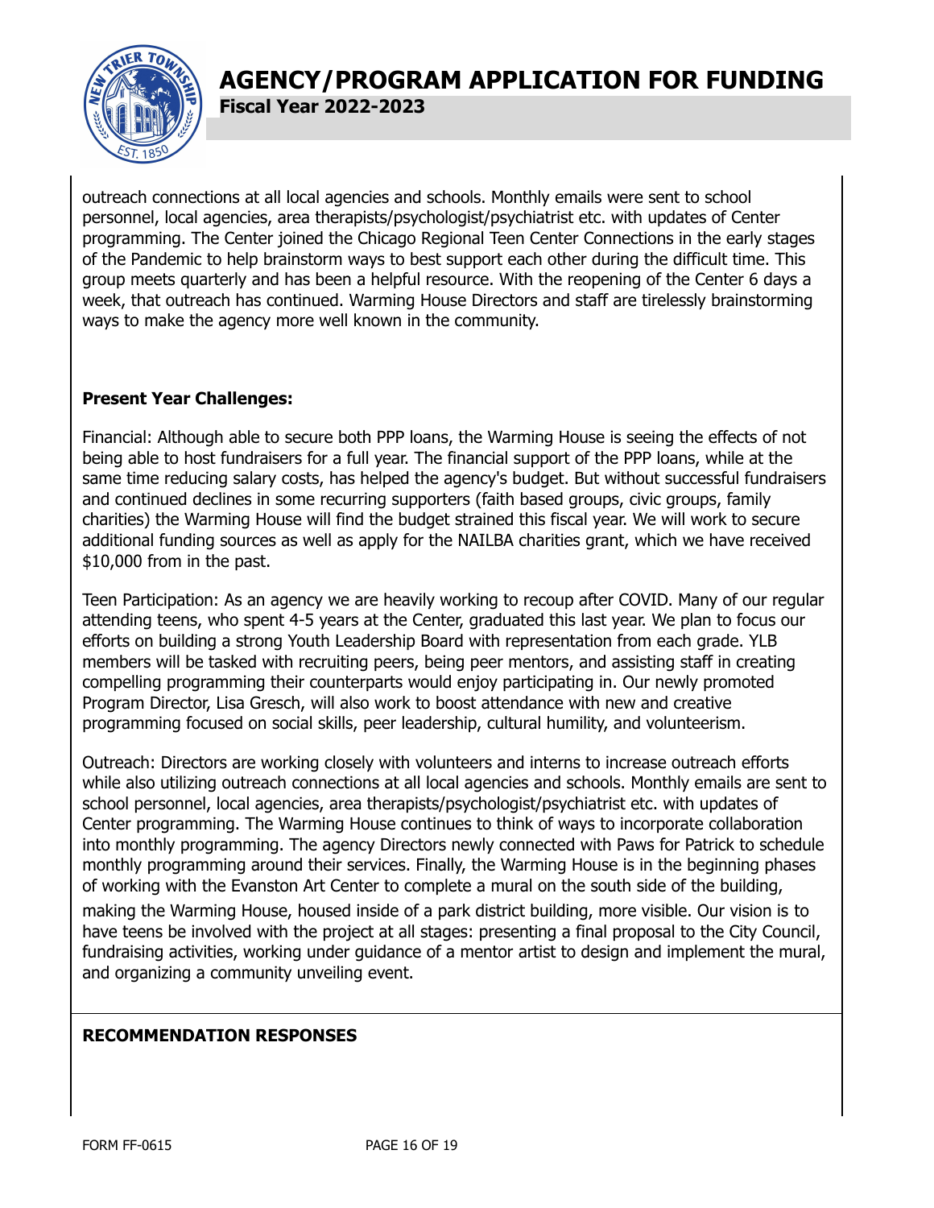outreach connections at all local agencies and schools. Monthly emails were sent to school personnel, local agencies, area therapists/psychologist/psychiatrist etc. with updates of Center programming. The Center joined the Chicago Regional Teen Center Connections in the early stages of the Pandemic to help brainstorm ways to best support each other during the difficult time. This group meets quarterly and has been a helpful resource. With the reopening of the Center 6 days a week, that outreach has continued. Warming House Directors and staff are tirelessly brainstorming ways to make the agency more well known in the community.

**Present Year Challenges:**

Financial: Although able to secure both PPP loans, the Warming House is seeing the effects of not being able to host fundraisers for a full year. The financial support of the PPP loans, while at the same time reducing salary costs, has helped the agency's budget. But without successful fundraisers and continued declines in some recurring supporters (faith based groups, civic groups, family charities) the Warming House will find the budget strained this fiscal year. We will work to secure additional funding sources as well as apply for the NAILBA charities grant, which we have received $10,000 from in the past.

Teen Participation: As an agency we are heavily working to recoup after COVID. Many of our regular attending teens, who spent 4-5 years at the Center, graduated this last year. We plan to focus our efforts on building a strong Youth Leadership Board with representation from each grade. YLB members will be tasked with recruiting peers, being peer mentors, and assisting staff in creating compelling programming their counterparts would enjoy participating in. Our newly promoted Program Director, Lisa Gresch, will also work to boost attendance with new and creative programming focused on social skills, peer leadership, cultural humility, and volunteerism.

Outreach: Directors are working closely with volunteers and interns to increase outreach efforts while also utilizing outreach connections at all local agencies and schools. Monthly emails are sent to school personnel, local agencies, area therapists/psychologist/psychiatrist etc. with updates of Center programming. The Warming House continues to think of ways to incorporate collaboration into monthly programming. The agency Directors newly connected with Paws for Patrick to schedule monthly programming around their services. Finally, the Warming House is in the beginning phases of working with the Evanston Art Center to complete a mural on the south side of the building, making the Warming House, housed inside of a park district building, more visible. Our vision is to have teens be involved with the project at all stages: presenting a final proposal to the City Council, fundraising activities, working under guidance of a mentor artist to design and implement the mural, and organizing a community unveiling event.

**RECOMMENDATION RESPONSES**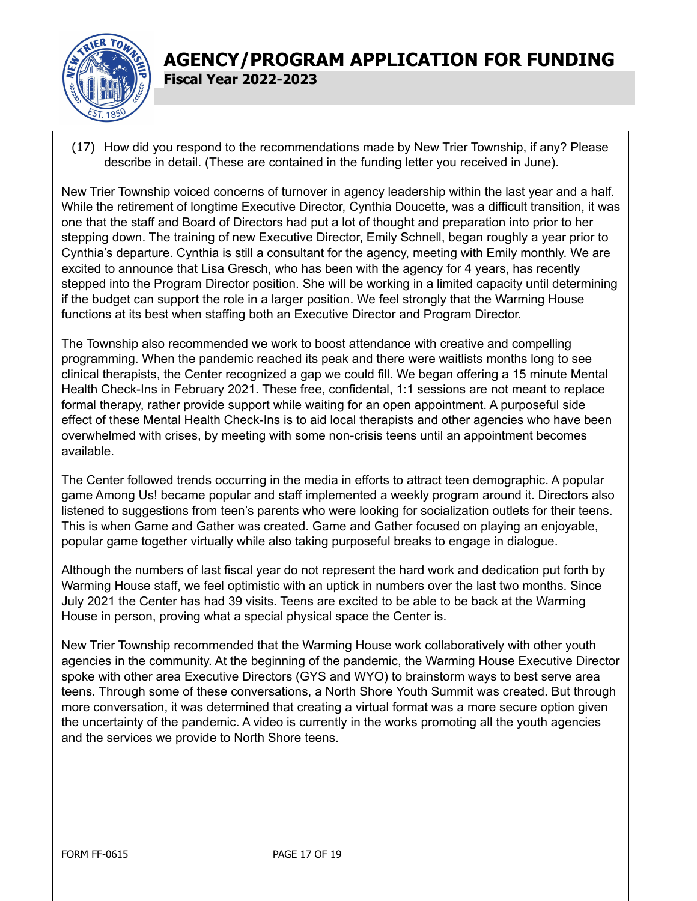(17) How did you respond to the recommendations made by New Trier Township, if any? Please describe in detail. (These are contained in the funding letter you received in June).

New Trier Township voiced concerns of turnover in agency leadership within the last year and a half. While the retirement of longtime Executive Director, Cynthia Doucette, was a difficult transition, it was one that the staff and Board of Directors had put a lot of thought and preparation into prior to her stepping down. The training of new Executive Director, Emily Schnell, began roughly a year prior to Cynthia's departure. Cynthia is still a consultant for the agency, meeting with Emily monthly. We are excited to announce that Lisa Gresch, who has been with the agency for 4 years, has recently stepped into the Program Director position. She will be working in a limited capacity until determining if the budget can support the role in a larger position. We feel strongly that the Warming House functions at its best when staffing both an Executive Director and Program Director.

The Township also recommended we work to boost attendance with creative and compelling programming. When the pandemic reached its peak and there were waitlists months long to see clinical therapists, the Center recognized a gap we could fill. We began offering a 15 minute Mental Health Check-Ins in February 2021. These free, confidental, 1:1 sessions are not meant to replace formal therapy, rather provide support while waiting for an open appointment. A purposeful side effect of these Mental Health Check-Ins is to aid local therapists and other agencies who have been overwhelmed with crises, by meeting with some non-crisis teens until an appointment becomes available.

The Center followed trends occurring in the media in efforts to attract teen demographic. A popular game Among Us! became popular and staff implemented a weekly program around it. Directors also listened to suggestions from teen's parents who were looking for socialization outlets for their teens. This is when Game and Gather was created. Game and Gather focused on playing an enjoyable, popular game together virtually while also taking purposeful breaks to engage in dialogue.

Although the numbers of last fiscal year do not represent the hard work and dedication put forth by Warming House staff, we feel optimistic with an uptick in numbers over the last two months. Since July 2021 the Center has had 39 visits. Teens are excited to be able to be back at the Warming House in person, proving what a special physical space the Center is.

New Trier Township recommended that the Warming House work collaboratively with other youth agencies in the community. At the beginning of the pandemic, the Warming House Executive Director spoke with other area Executive Directors (GYS and WYO) to brainstorm ways to best serve area teens. Through some of these conversations, a North Shore Youth Summit was created. But through more conversation, it was determined that creating a virtual format was a more secure option given the uncertainty of the pandemic. A video is currently in the works promoting all the youth agencies and the services we provide to North Shore teens.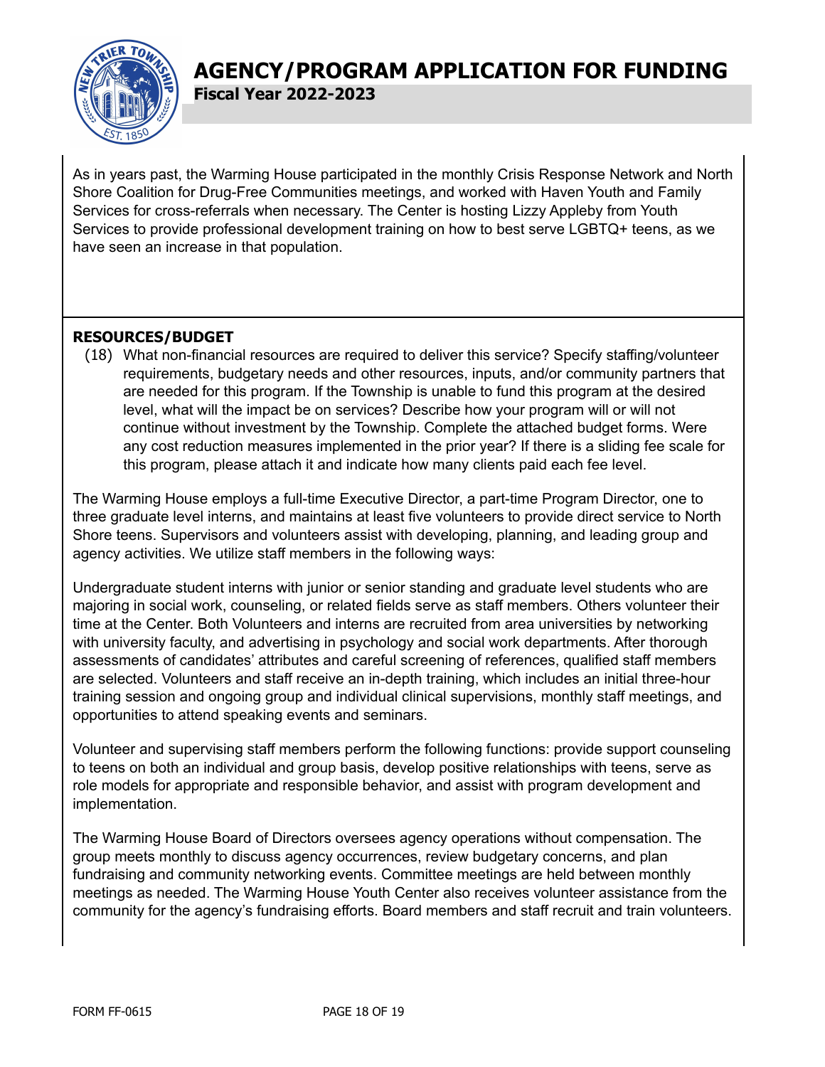As in years past, the Warming House participated in the monthly Crisis Response Network and North Shore Coalition for Drug-Free Communities meetings, and worked with Haven Youth and Family Services for cross-referrals when necessary. The Center is hosting Lizzy Appleby from Youth Services to provide professional development training on how to best serve LGBTQ+ teens, as we have seen an increase in that population.

## RESOURCES/BUDGET

(18) What non-financial resources are required to deliver this service? Specify staffing/volunteer requirements, budgetary needs and other resources, inputs, and/or community partners that are needed for this program. If the Township is unable to fund this program at the desired level, what will the impact be on services? Describe how your program will or will not continue without investment by the Township. Complete the attached budget forms. Were any cost reduction measures implemented in the prior year? If there is a sliding fee scale for this program, please attach it and indicate how many clients paid each fee level.

The Warming House employs a full-time Executive Director, a part-time Program Director, one to three graduate level interns, and maintains at least five volunteers to provide direct service to North Shore teens. Supervisors and volunteers assist with developing, planning, and leading group and agency activities. We utilize staff members in the following ways:

Undergraduate student interns with junior or senior standing and graduate level students who are majoring in social work, counseling, or related fields serve as staff members. Others volunteer their time at the Center. Both Volunteers and interns are recruited from area universities by networking with university faculty, and advertising in psychology and social work departments. After thorough assessments of candidates' attributes and careful screening of references, qualified staff members are selected. Volunteers and staff receive an in-depth training, which includes an initial three-hour training session and ongoing group and individual clinical supervisions, monthly staff meetings, and opportunities to attend speaking events and seminars.

Volunteer and supervising staff members perform the following functions: provide support counseling to teens on both an individual and group basis, develop positive relationships with teens, serve as role models for appropriate and responsible behavior, and assist with program development and implementation.

The Warming House Board of Directors oversees agency operations without compensation. The group meets monthly to discuss agency occurrences, review budgetary concerns, and plan fundraising and community networking events. Committee meetings are held between monthly meetings as needed. The Warming House Youth Center also receives volunteer assistance from the community for the agency's fundraising efforts. Board members and staff recruit and train volunteers.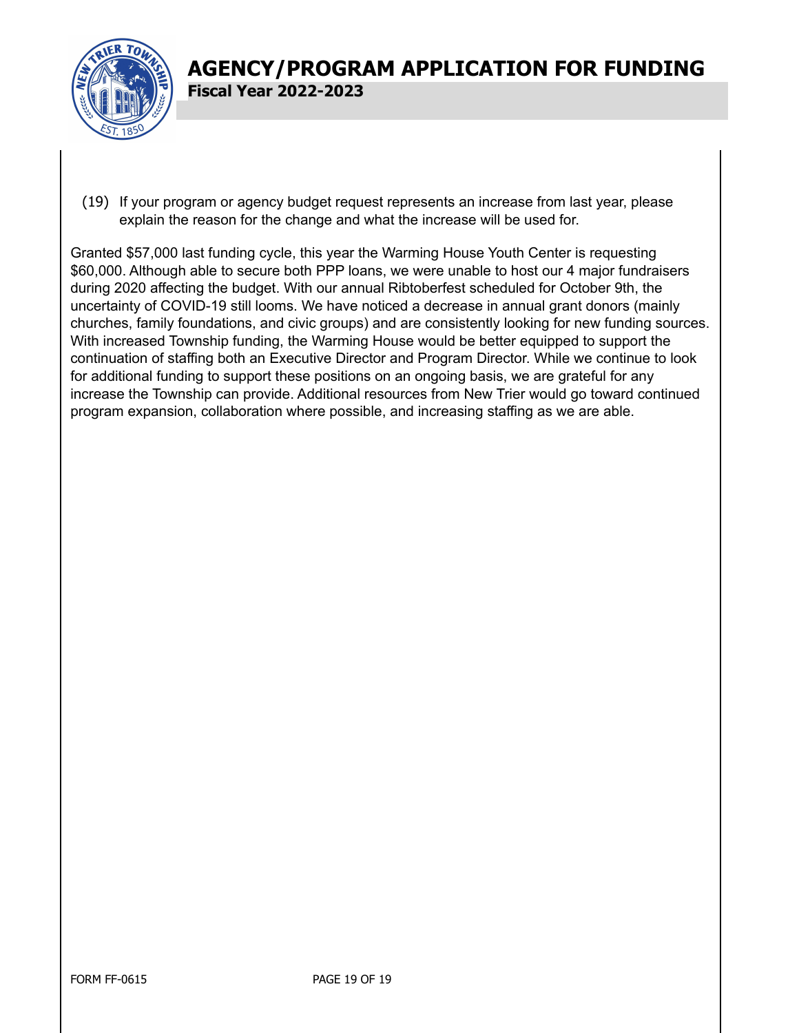# AGENCY/PROGRAM APPLICATION FOR FUNDING

**Fiscal Year 2022-2023**

(19) If your program or agency budget request represents an increase from last year, please explain the reason for the change and what the increase will be used for.

Granted $57,000 last funding cycle, this year the Warming House Youth Center is requesting $60,000. Although able to secure both PPP loans, we were unable to host our 4 major fundraisers during 2020 affecting the budget. With our annual Ribtoberfest scheduled for October 9th, the uncertainty of COVID-19 still looms. We have noticed a decrease in annual grant donors (mainly churches, family foundations, and civic groups) and are consistently looking for new funding sources. With increased Township funding, the Warming House would be better equipped to support the continuation of staffing both an Executive Director and Program Director. While we continue to look for additional funding to support these positions on an ongoing basis, we are grateful for any increase the Township can provide. Additional resources from New Trier would go toward continued program expansion, collaboration where possible, and increasing staffing as we are able.

FORM FF-0615